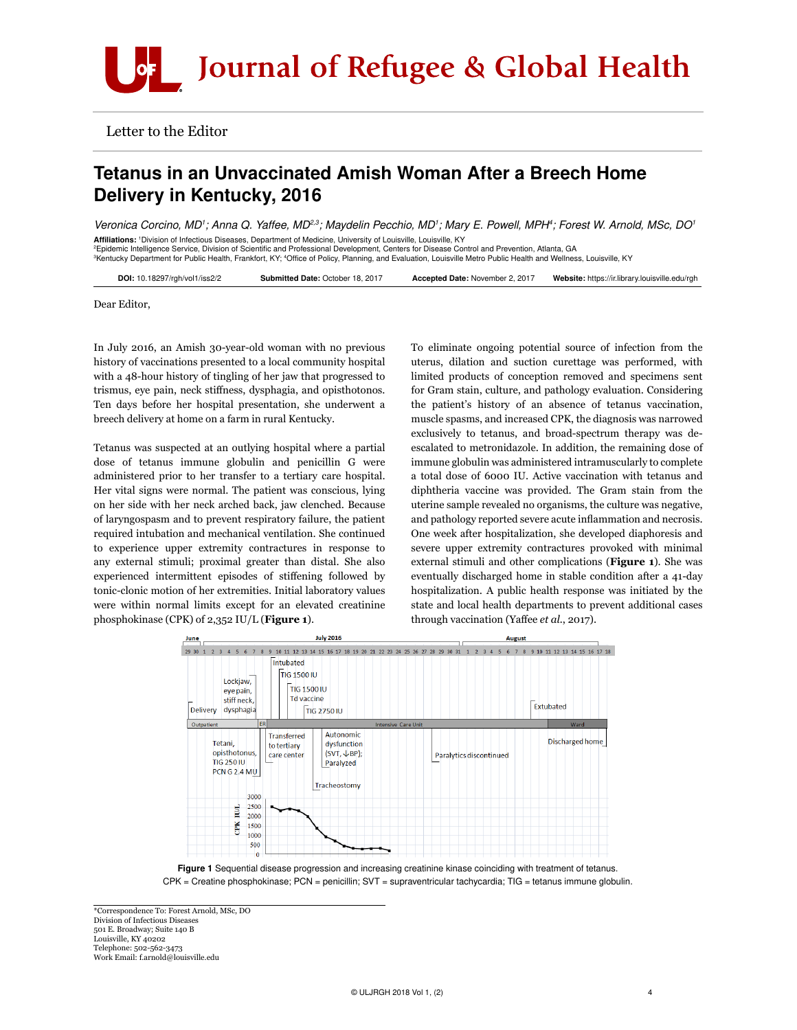Letter to the Editor

# Tetanus in an Unvaccinated Amish Woman After a Breech Home Delivery in Kentucky, 2016

*Veronica Corcino, MD[1]; Anna Q. Yaffee, MD[2,3]; Maydelin Pecchio, MD[1]; Mary E. Powell, MPH[4]; Forest W. Arnold, MSc, DO[1]*

**Affiliations:** [1]Division of Infectious Diseases, Department of Medicine, University of Louisville, Louisville, KY
[2]Epidemic Intelligence Service, Division of Scientific and Professional Development, Centers for Disease Control and Prevention, Atlanta, GA
[3]Kentucky Department for Public Health, Frankfort, KY; [4]Office of Policy, Planning, and Evaluation, Louisville Metro Public Health and Wellness, Louisville, KY

**DOI:** 10.18297/rgh/vol1/iss2/2 **Submitted Date:** October 18, 2017 **Accepted Date:** November 2, 2017 **Website:** https://ir.library.louisville.edu/rgh

Dear Editor,

In July 2016, an Amish 30-year-old woman with no previous history of vaccinations presented to a local community hospital with a 48-hour history of tingling of her jaw that progressed to trismus, eye pain, neck stiffness, dysphagia, and opisthotonos. Ten days before her hospital presentation, she underwent a breech delivery at home on a farm in rural Kentucky.

Tetanus was suspected at an outlying hospital where a partial dose of tetanus immune globulin and penicillin G were administered prior to her transfer to a tertiary care hospital. Her vital signs were normal. The patient was conscious, lying on her side with her neck arched back, jaw clenched. Because of laryngospasm and to prevent respiratory failure, the patient required intubation and mechanical ventilation. She continued to experience upper extremity contractures in response to any external stimuli; proximal greater than distal. She also experienced intermittent episodes of stiffening followed by tonic-clonic motion of her extremities. Initial laboratory values were within normal limits except for an elevated creatinine phosphokinase (CPK) of 2,352 IU/L (**Figure 1**).

To eliminate ongoing potential source of infection from the uterus, dilation and suction curettage was performed, with limited products of conception removed and specimens sent for Gram stain, culture, and pathology evaluation. Considering the patient's history of an absence of tetanus vaccination, muscle spasms, and increased CPK, the diagnosis was narrowed exclusively to tetanus, and broad-spectrum therapy was de-escalated to metronidazole. In addition, the remaining dose of immune globulin was administered intramuscularly to complete a total dose of 6000 IU. Active vaccination with tetanus and diphtheria vaccine was provided. The Gram stain from the uterine sample revealed no organisms, the culture was negative, and pathology reported severe acute inflammation and necrosis. One week after hospitalization, she developed diaphoresis and severe upper extremity contractures provoked with minimal external stimuli and other complications (**Figure 1**). She was eventually discharged home in stable condition after a 41-day hospitalization. A public health response was initiated by the state and local health departments to prevent additional cases through vaccination (Yaffee *et al.*, 2017).

June July 2016 August
29 30 1 2 3 4 5 6 7 8 9 10 11 12 13 14 15 16 17 18 19 20 21 22 23 24 25 26 27 28 29 30 31 1 2 3 4 5 6 7 8 9 10 11 12 13 14 15 16 17 18
Delivery
Lockjaw, eye pain, stiff neck, dysphagia
Intubated
TIG 1500 IU
TIG 1500 IU Td vaccine
TIG 2750 IU
Extubated
Outpatient ER Intensive Care Unit Ward
Tetani, opisthotonus, TIG 250 IU PCN G 2.4 MU
Transferred to tertiary care center
Autonomic dysfunction (SVT, ↓BP); Paralyzed
Tracheostomy
Paralytics discontinued
Discharged home
CPK IU/L
3000 2500 2000 1500 1000 500 0

**Figure 1** Sequential disease progression and increasing creatinine kinase coinciding with treatment of tetanus.
CPK = Creatine phosphokinase; PCN = penicillin; SVT = supraventricular tachycardia; TIG = tetanus immune globulin.

*Correspondence To: Forest Arnold, MSc, DO
Division of Infectious Diseases
501 E. Broadway; Suite 140 B
Louisville, KY 40202
Telephone: 502-562-3473
Work Email: f.arnold@louisville.edu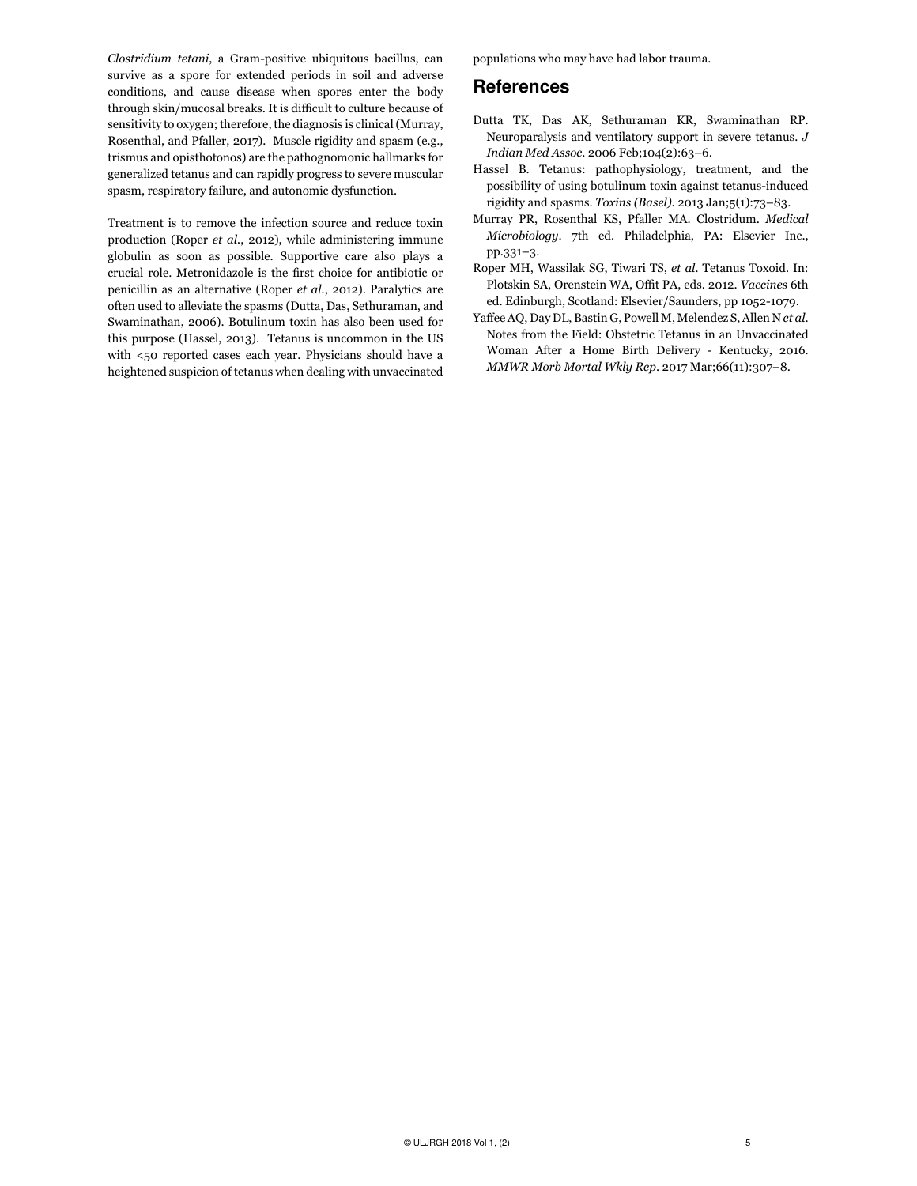*Clostridium tetani*, a Gram-positive ubiquitous bacillus, can survive as a spore for extended periods in soil and adverse conditions, and cause disease when spores enter the body through skin/mucosal breaks. It is difficult to culture because of sensitivity to oxygen; therefore, the diagnosis is clinical (Murray, Rosenthal, and Pfaller, 2017). Muscle rigidity and spasm (e.g., trismus and opisthotonos) are the pathognomonic hallmarks for generalized tetanus and can rapidly progress to severe muscular spasm, respiratory failure, and autonomic dysfunction.

Treatment is to remove the infection source and reduce toxin production (Roper *et al.*, 2012), while administering immune globulin as soon as possible. Supportive care also plays a crucial role. Metronidazole is the first choice for antibiotic or penicillin as an alternative (Roper *et al.*, 2012). Paralytics are often used to alleviate the spasms (Dutta, Das, Sethuraman, and Swaminathan, 2006). Botulinum toxin has also been used for this purpose (Hassel, 2013). Tetanus is uncommon in the US with <50 reported cases each year. Physicians should have a heightened suspicion of tetanus when dealing with unvaccinated populations who may have had labor trauma.

## References

Dutta TK, Das AK, Sethuraman KR, Swaminathan RP. Neuroparalysis and ventilatory support in severe tetanus. *J Indian Med Assoc*. 2006 Feb;104(2):63–6.

Hassel B. Tetanus: pathophysiology, treatment, and the possibility of using botulinum toxin against tetanus-induced rigidity and spasms. *Toxins (Basel)*. 2013 Jan;5(1):73–83.

Murray PR, Rosenthal KS, Pfaller MA. Clostridum. *Medical Microbiology*. 7th ed. Philadelphia, PA: Elsevier Inc., pp.331–3.

Roper MH, Wassilak SG, Tiwari TS, *et al.* Tetanus Toxoid. In: Plotskin SA, Orenstein WA, Offit PA, eds. 2012. *Vaccines* 6th ed. Edinburgh, Scotland: Elsevier/Saunders, pp 1052-1079.

Yaffee AQ, Day DL, Bastin G, Powell M, Melendez S, Allen N *et al.* Notes from the Field: Obstetric Tetanus in an Unvaccinated Woman After a Home Birth Delivery - Kentucky, 2016. *MMWR Morb Mortal Wkly Rep*. 2017 Mar;66(11):307–8.